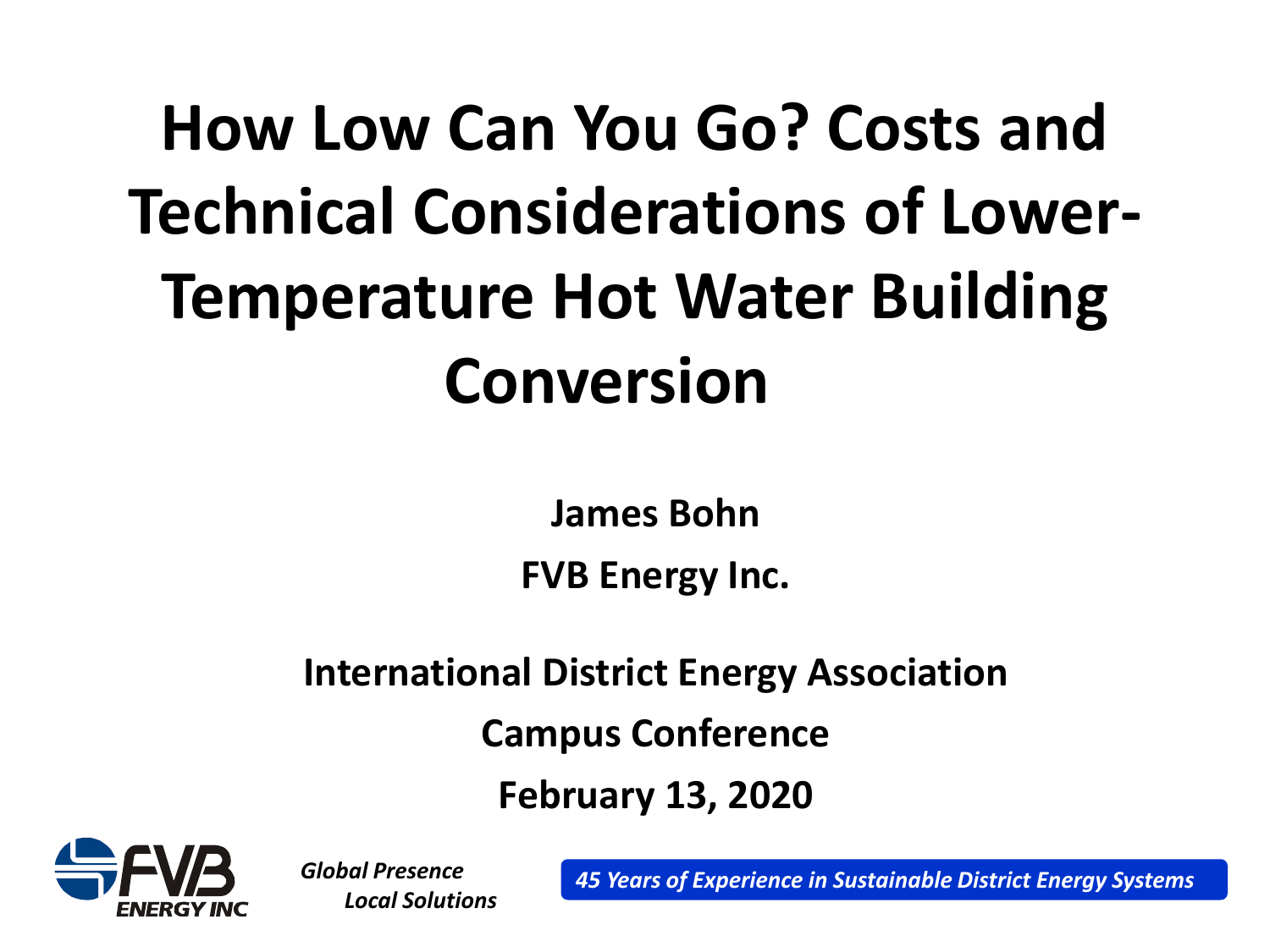# How Low Can You Go? Costs and Technical Considerations of Lower-Temperature Hot Water Building Conversion

**James Bohn**

**FVB Energy Inc.**

**International District Energy Association**

**Campus Conference**

**February 13, 2020**

FVB ENERGY INC

*Global Presence*
*Local Solutions*

*45 Years of Experience in Sustainable District Energy Systems*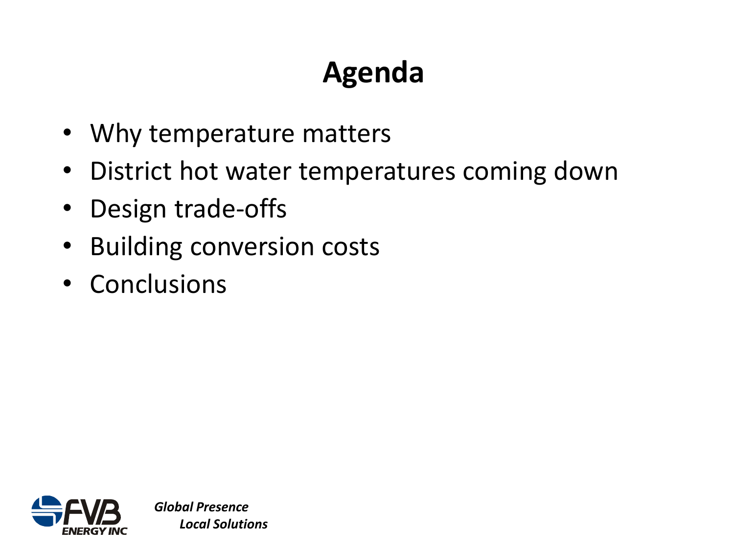# Agenda

- Why temperature matters
- District hot water temperatures coming down
- Design trade-offs
- Building conversion costs
- Conclusions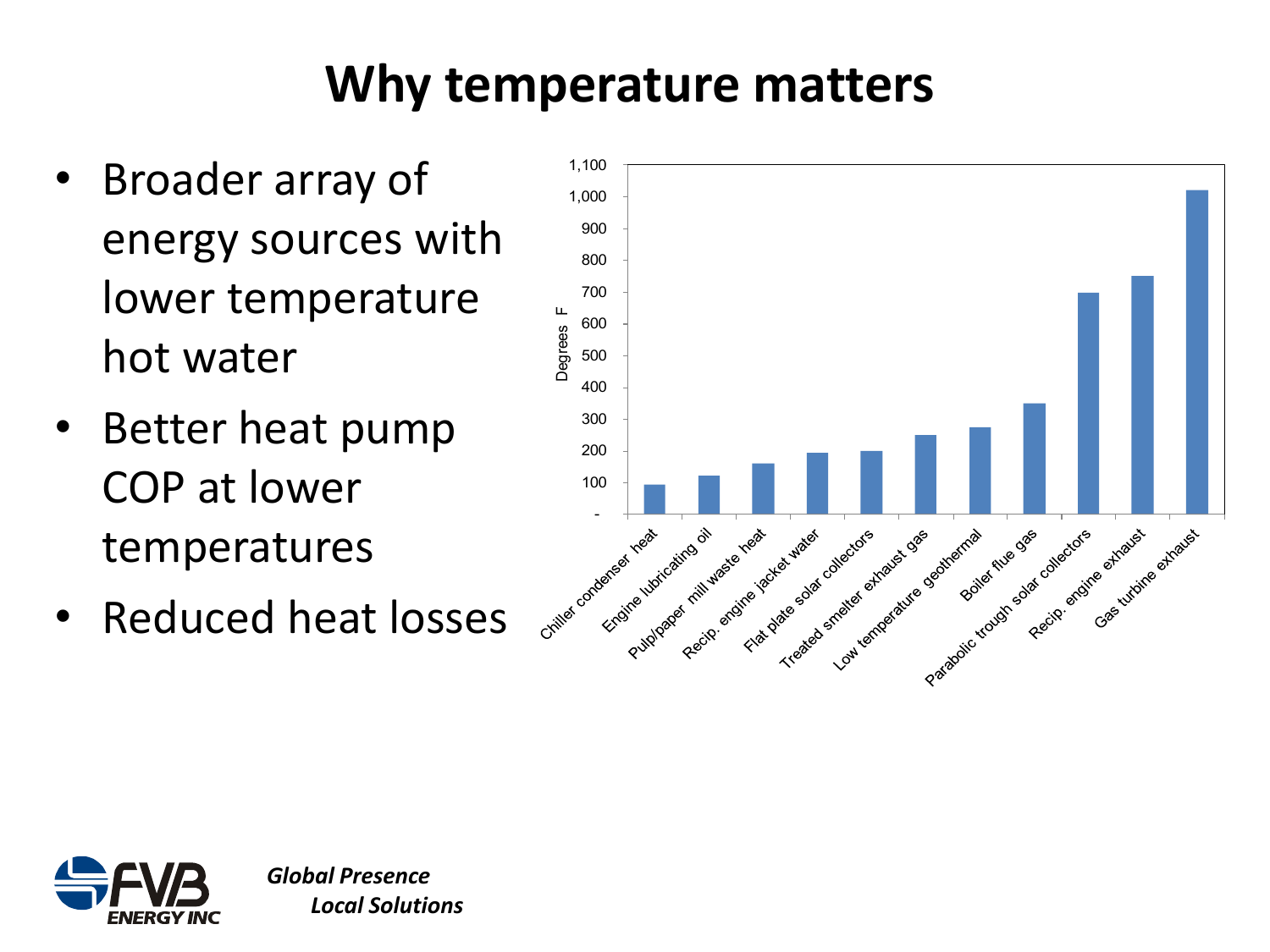# Why temperature matters

- Broader array of energy sources with lower temperature hot water
- Better heat pump COP at lower temperatures
- Reduced heat losses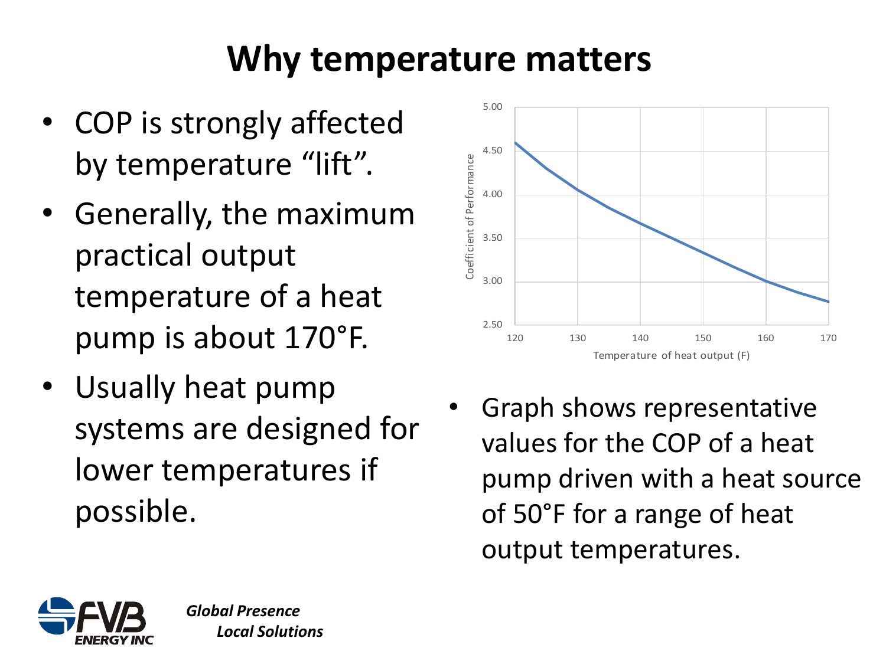# Why temperature matters

- COP is strongly affected by temperature "lift".
- Generally, the maximum practical output temperature of a heat pump is about 170°F.
- Usually heat pump systems are designed for lower temperatures if possible.

- Graph shows representative values for the COP of a heat pump driven with a heat source of 50°F for a range of heat output temperatures.

*Global Presence*
*Local Solutions*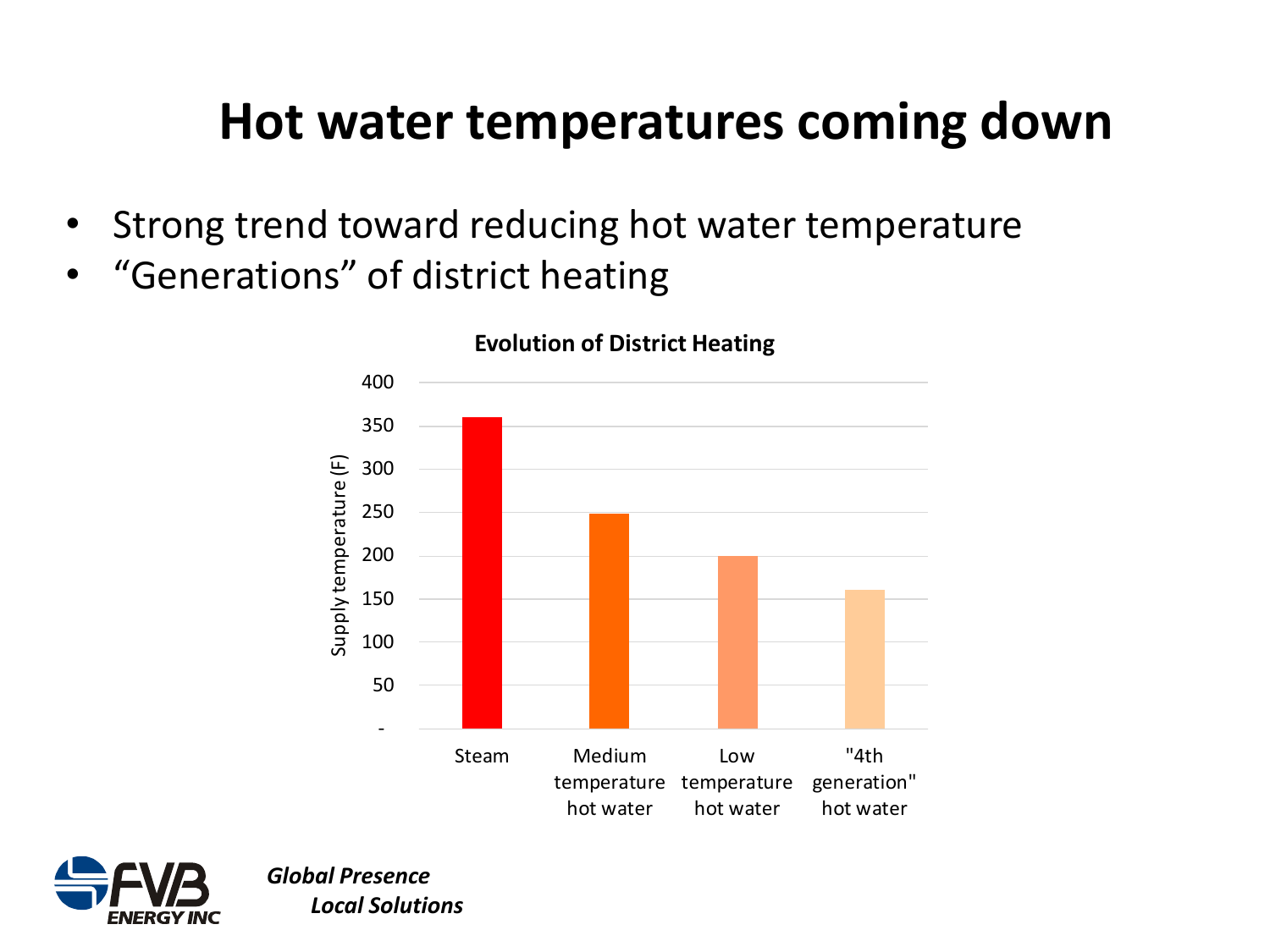# Hot water temperatures coming down

- Strong trend toward reducing hot water temperature
- "Generations" of district heating

**Evolution of District Heating**

| | Supply temperature (F) |
|---|---|
| Steam | 360 |
| Medium temperature hot water | 248 |
| Low temperature hot water | 200 |
| "4th generation" hot water | 160 |

***Global Presence***
***Local Solutions***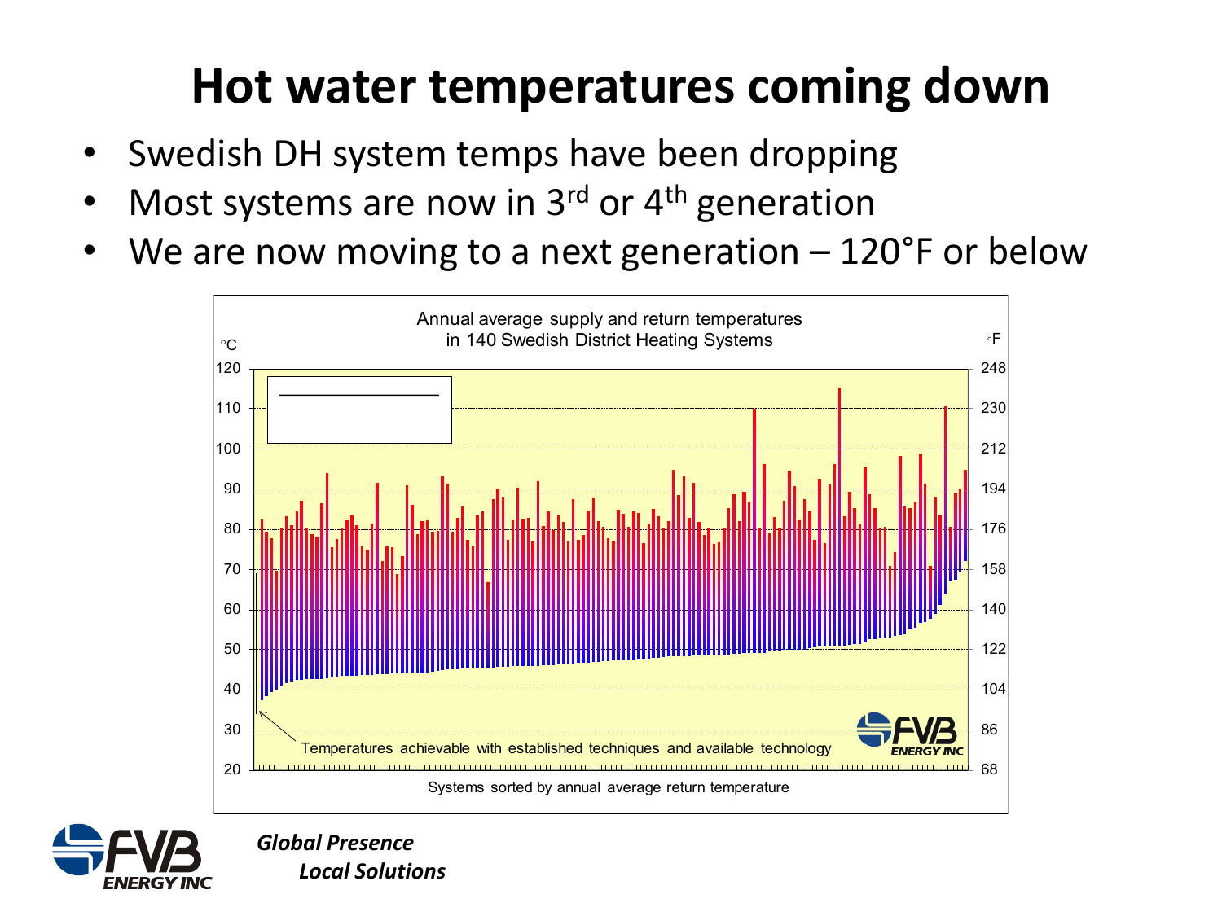# Hot water temperatures coming down

- Swedish DH system temps have been dropping
- Most systems are now in 3rd or 4th generation
- We are now moving to a next generation – 120°F or below

Annual average supply and return temperatures in 140 Swedish District Heating Systems

Temperatures achievable with established techniques and available technology

Systems sorted by annual average return temperature

*Global Presence*
*Local Solutions*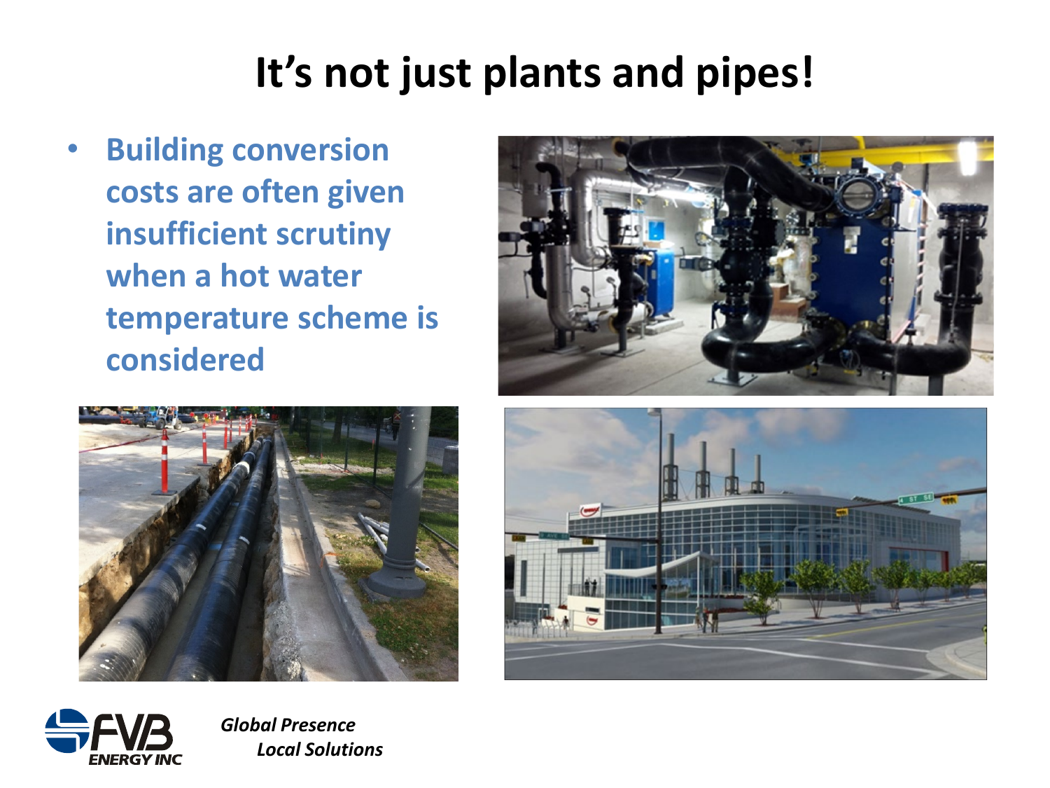# It's not just plants and pipes!

- **Building conversion costs are often given insufficient scrutiny when a hot water temperature scheme is considered**

FVB ENERGY INC

*Global Presence*
*Local Solutions*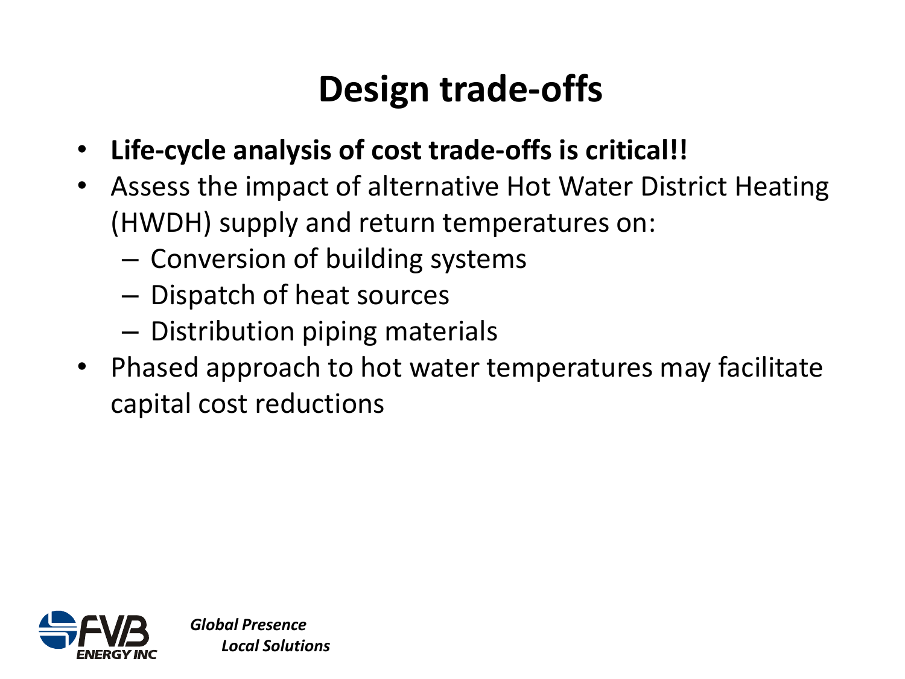# Design trade-offs

- **Life-cycle analysis of cost trade-offs is critical!!**
- Assess the impact of alternative Hot Water District Heating (HWDH) supply and return temperatures on:
  - Conversion of building systems
  - Dispatch of heat sources
  - Distribution piping materials
- Phased approach to hot water temperatures may facilitate capital cost reductions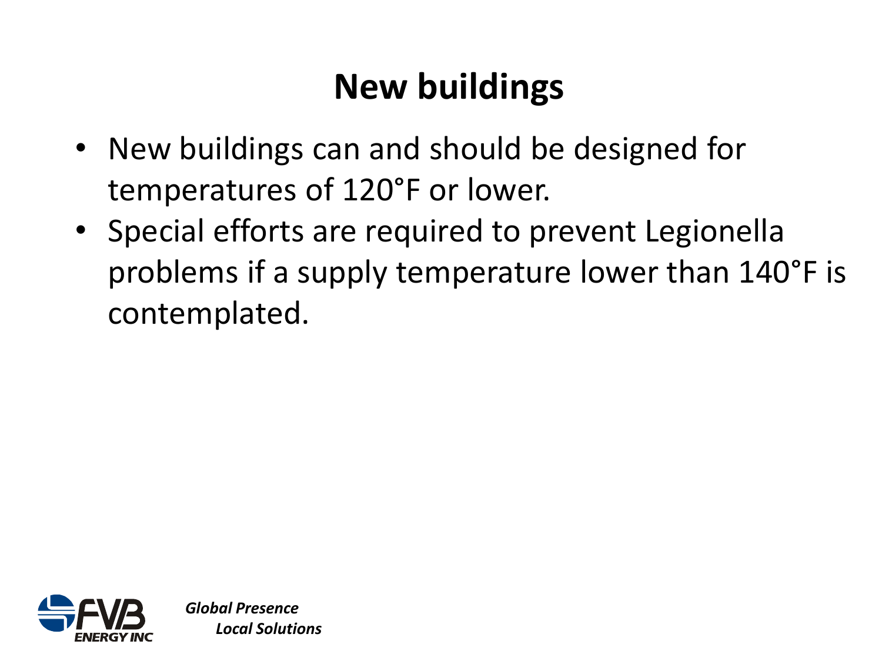# New buildings

- New buildings can and should be designed for temperatures of 120°F or lower.
- Special efforts are required to prevent Legionella problems if a supply temperature lower than 140°F is contemplated.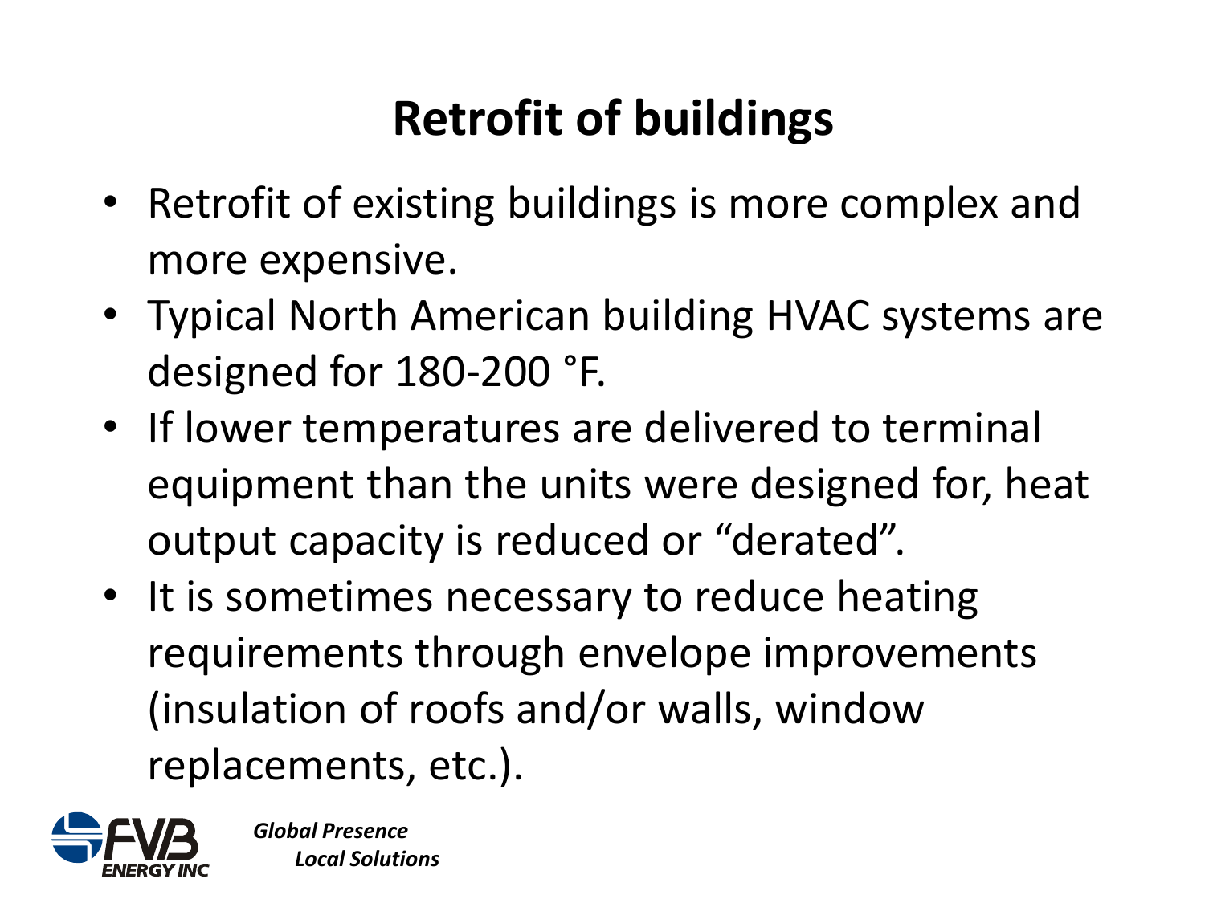# Retrofit of buildings

- Retrofit of existing buildings is more complex and more expensive.
- Typical North American building HVAC systems are designed for 180-200 °F.
- If lower temperatures are delivered to terminal equipment than the units were designed for, heat output capacity is reduced or "derated".
- It is sometimes necessary to reduce heating requirements through envelope improvements (insulation of roofs and/or walls, window replacements, etc.).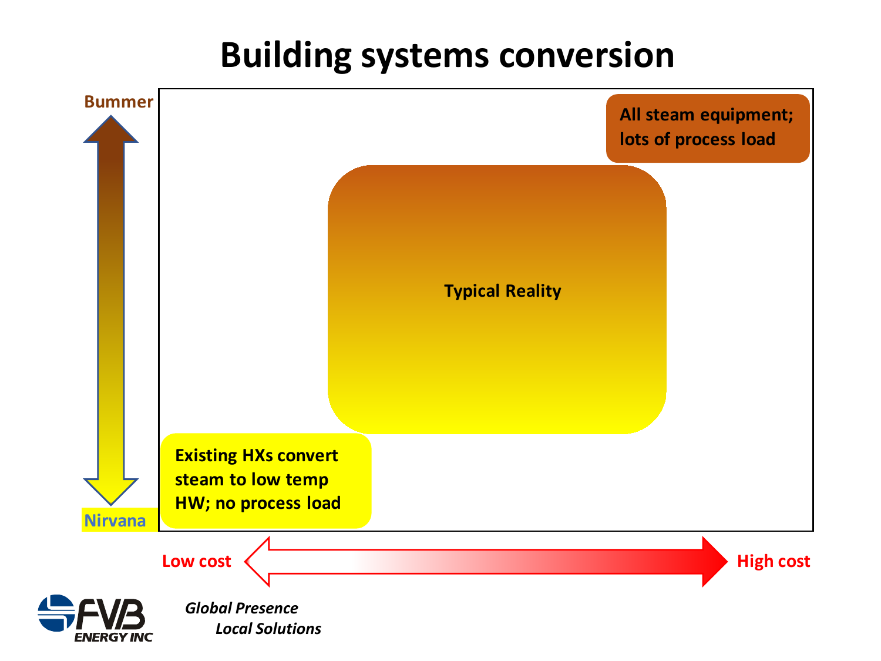# Building systems conversion

Bummer

All steam equipment; lots of process load

Typical Reality

Existing HXs convert steam to low temp HW; no process load

Nirvana

Low cost

High cost

*Global Presence*
*Local Solutions*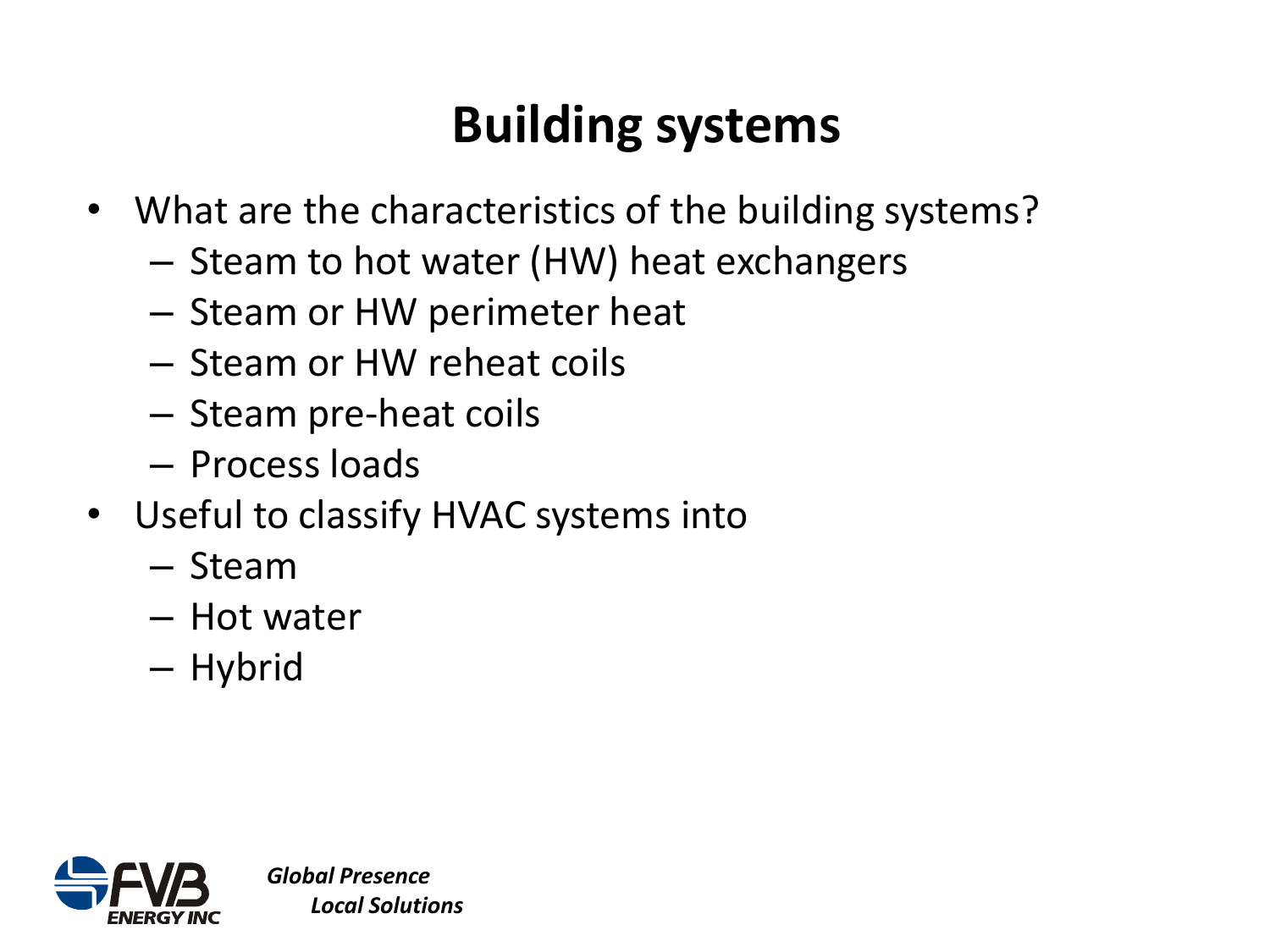# Building systems

- What are the characteristics of the building systems?
  - Steam to hot water (HW) heat exchangers
  - Steam or HW perimeter heat
  - Steam or HW reheat coils
  - Steam pre-heat coils
  - Process loads
- Useful to classify HVAC systems into
  - Steam
  - Hot water
  - Hybrid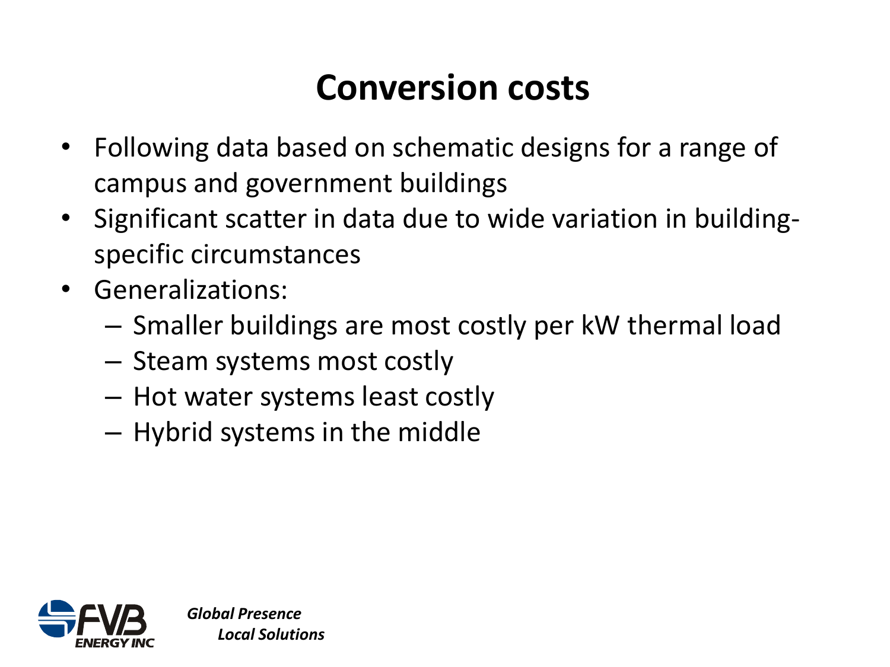# Conversion costs

- Following data based on schematic designs for a range of campus and government buildings
- Significant scatter in data due to wide variation in building-specific circumstances
- Generalizations:
  - Smaller buildings are most costly per kW thermal load
  - Steam systems most costly
  - Hot water systems least costly
  - Hybrid systems in the middle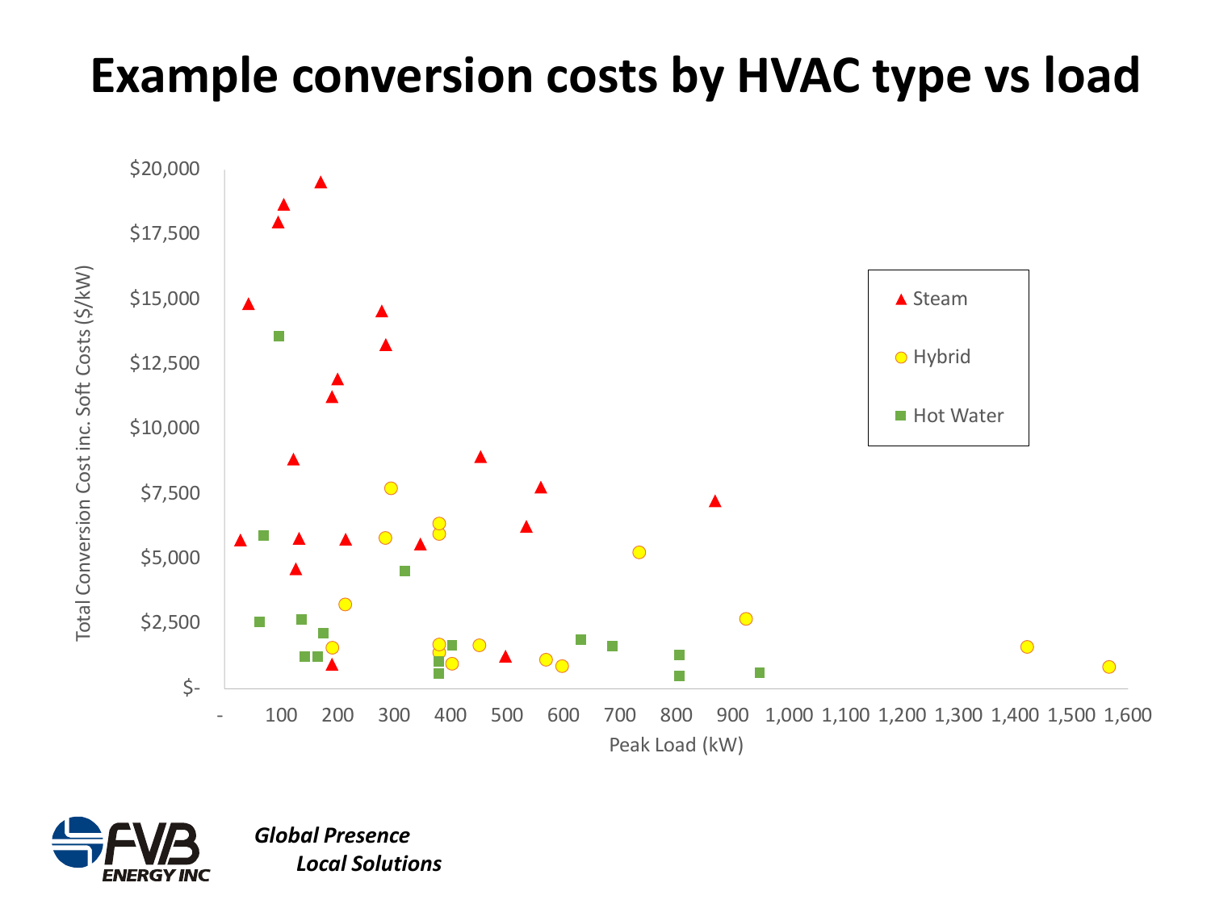# Example conversion costs by HVAC type vs load

Total Conversion Cost inc. Soft Costs ($/kW)

$20,000
$17,500
$15,000
$12,500
$10,000
$7,500
$5,000
$2,500
$-

- 100 200 300 400 500 600 700 800 900 1,000 1,100 1,200 1,300 1,400 1,500 1,600

Peak Load (kW)

Steam

Hybrid

Hot Water

FVB ENERGY INC

*Global Presence*
*Local Solutions*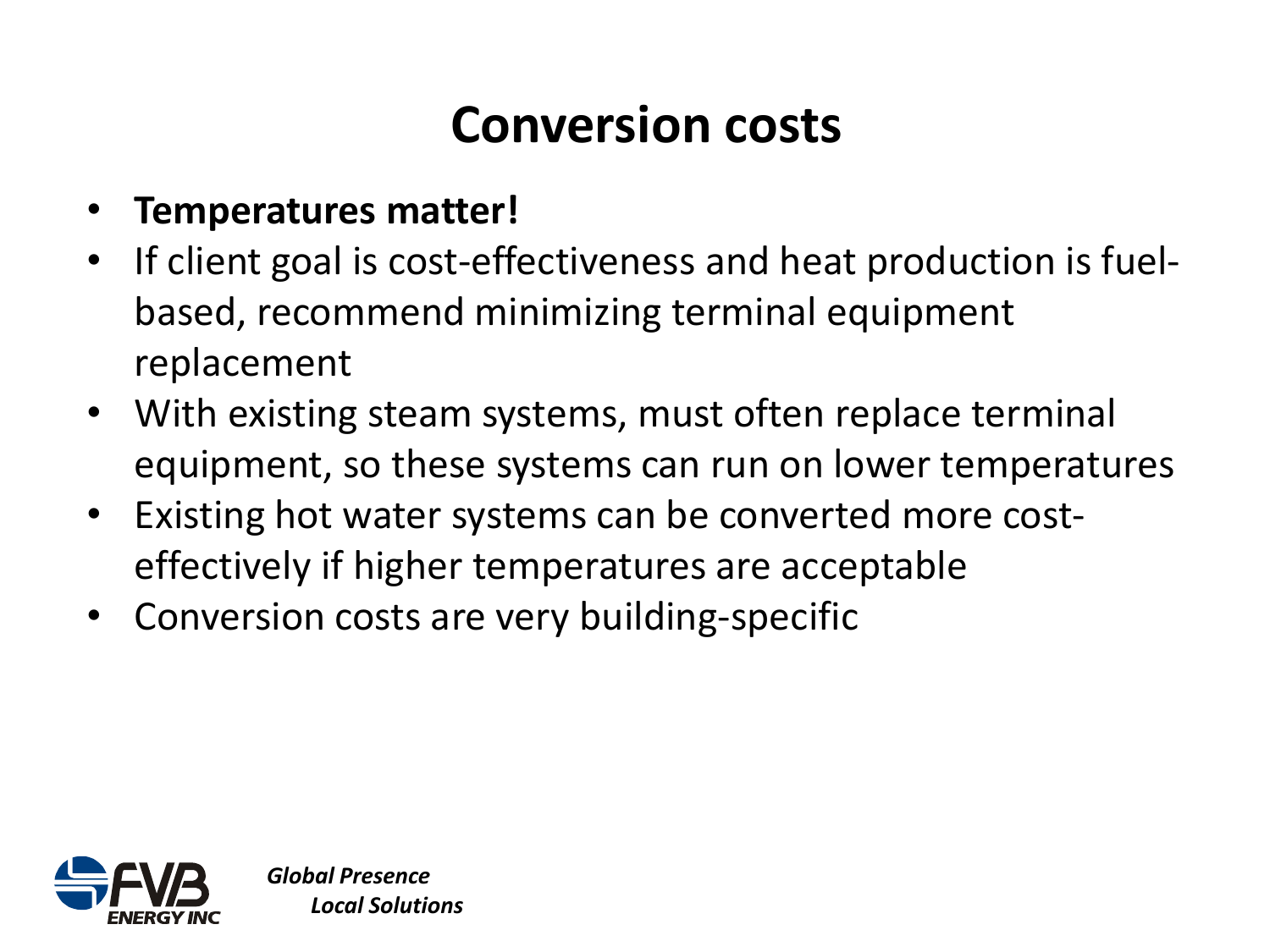# Conversion costs

- **Temperatures matter!**
- If client goal is cost-effectiveness and heat production is fuel-based, recommend minimizing terminal equipment replacement
- With existing steam systems, must often replace terminal equipment, so these systems can run on lower temperatures
- Existing hot water systems can be converted more cost-effectively if higher temperatures are acceptable
- Conversion costs are very building-specific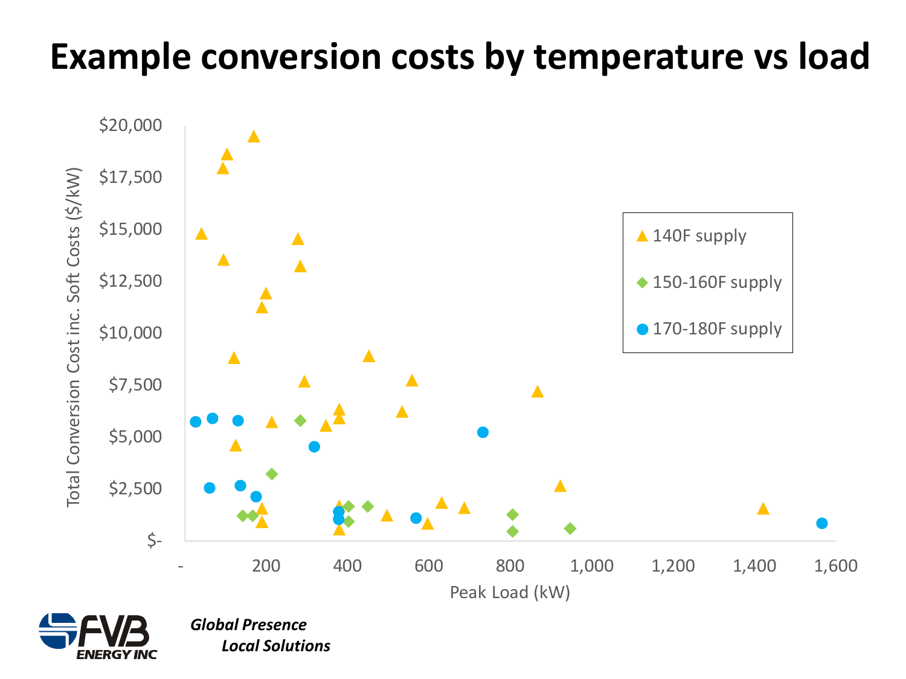# Example conversion costs by temperature vs load

Total Conversion Cost inc. Soft Costs ($/kW)

$20,000
$17,500
$15,000
$12,500
$10,000
$7,500
$5,000
$2,500
$-

- 200 400 600 800 1,000 1,200 1,400 1,600

Peak Load (kW)

- 140F supply
- 150-160F supply
- 170-180F supply

FVB ENERGY INC

***Global Presence***
***Local Solutions***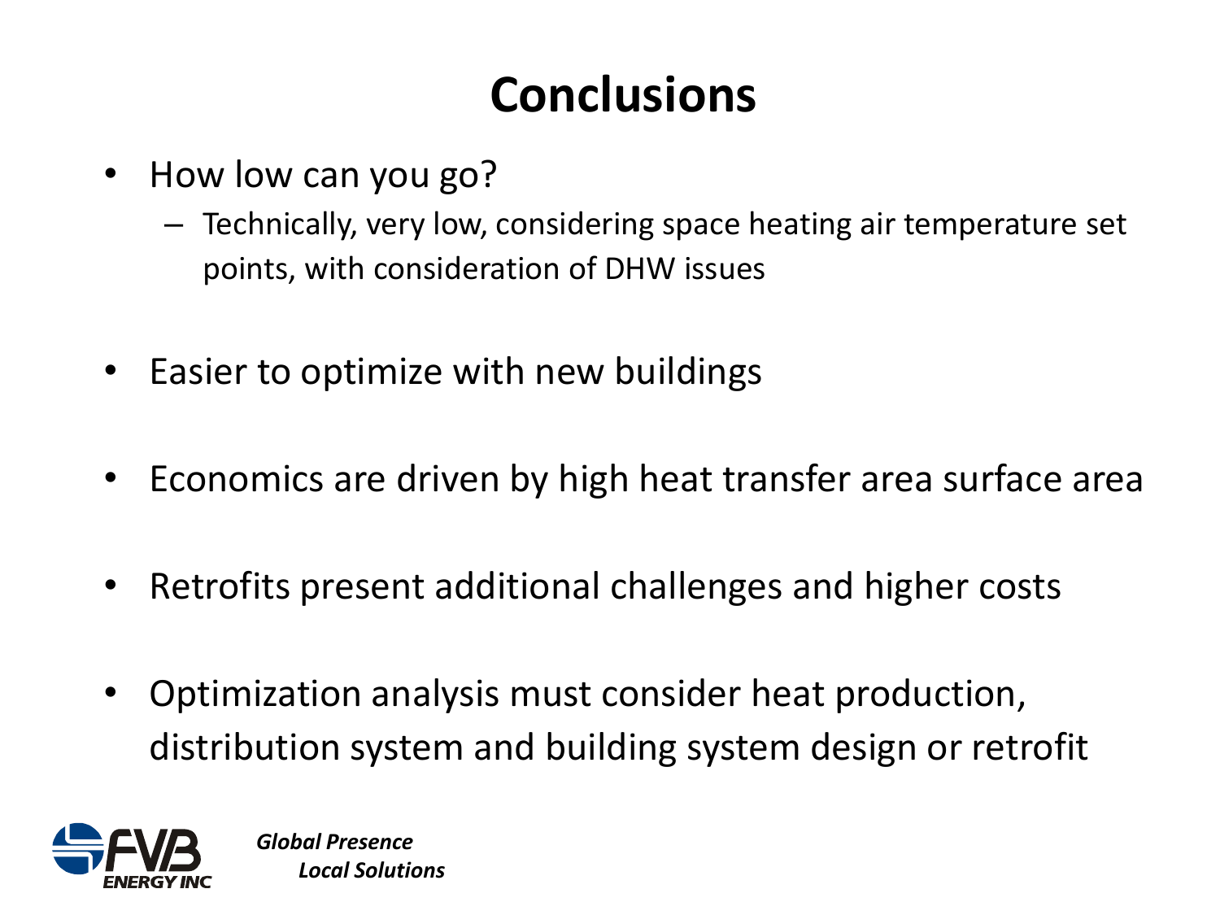# Conclusions

- How low can you go?
  - Technically, very low, considering space heating air temperature set points, with consideration of DHW issues
- Easier to optimize with new buildings
- Economics are driven by high heat transfer area surface area
- Retrofits present additional challenges and higher costs
- Optimization analysis must consider heat production, distribution system and building system design or retrofit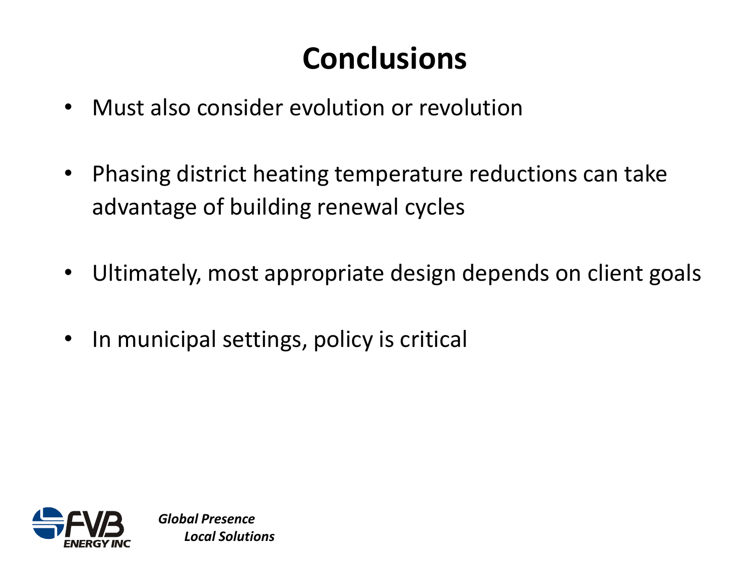# Conclusions

- Must also consider evolution or revolution
- Phasing district heating temperature reductions can take advantage of building renewal cycles
- Ultimately, most appropriate design depends on client goals
- In municipal settings, policy is critical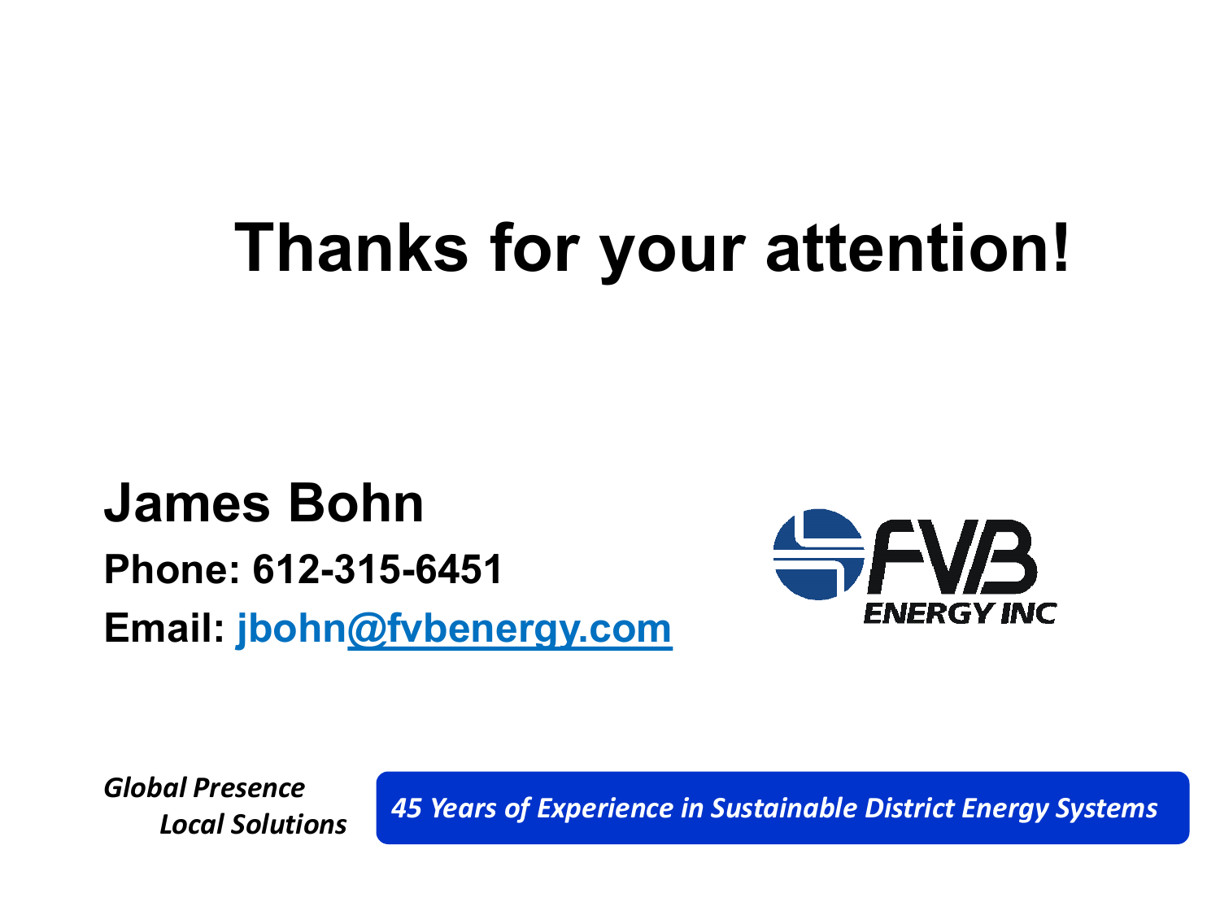# Thanks for your attention!

**James Bohn**

**Phone: 612-315-6451**

**Email: jbohn@fvbenergy.com**

FVB ENERGY INC

*Global Presence*
*Local Solutions*

*45 Years of Experience in Sustainable District Energy Systems*